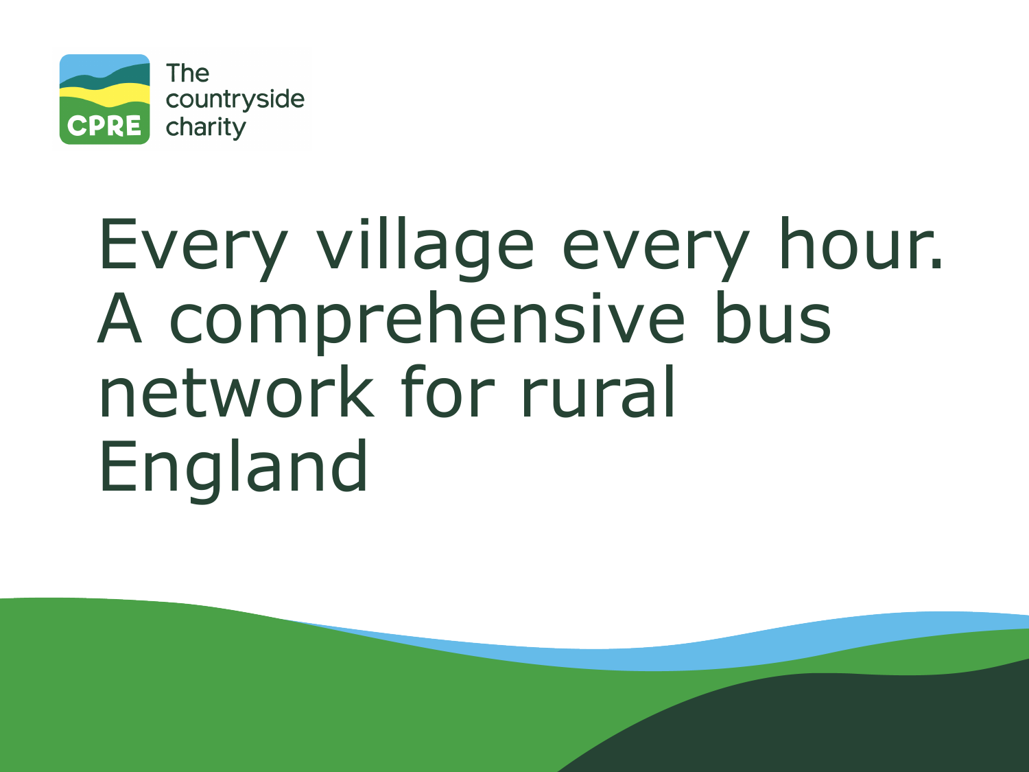The countryside charity

# Every village every hour. A comprehensive bus network for rural England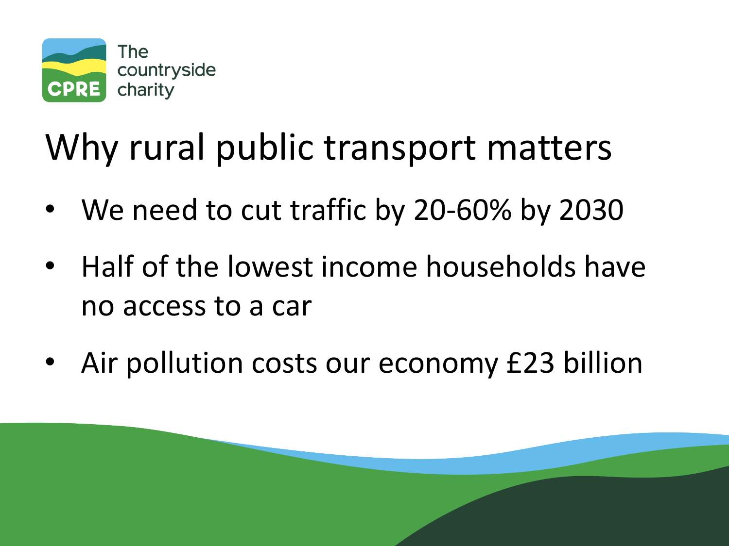The countryside charity

# Why rural public transport matters

- We need to cut traffic by 20-60% by 2030
- Half of the lowest income households have no access to a car
- Air pollution costs our economy £23 billion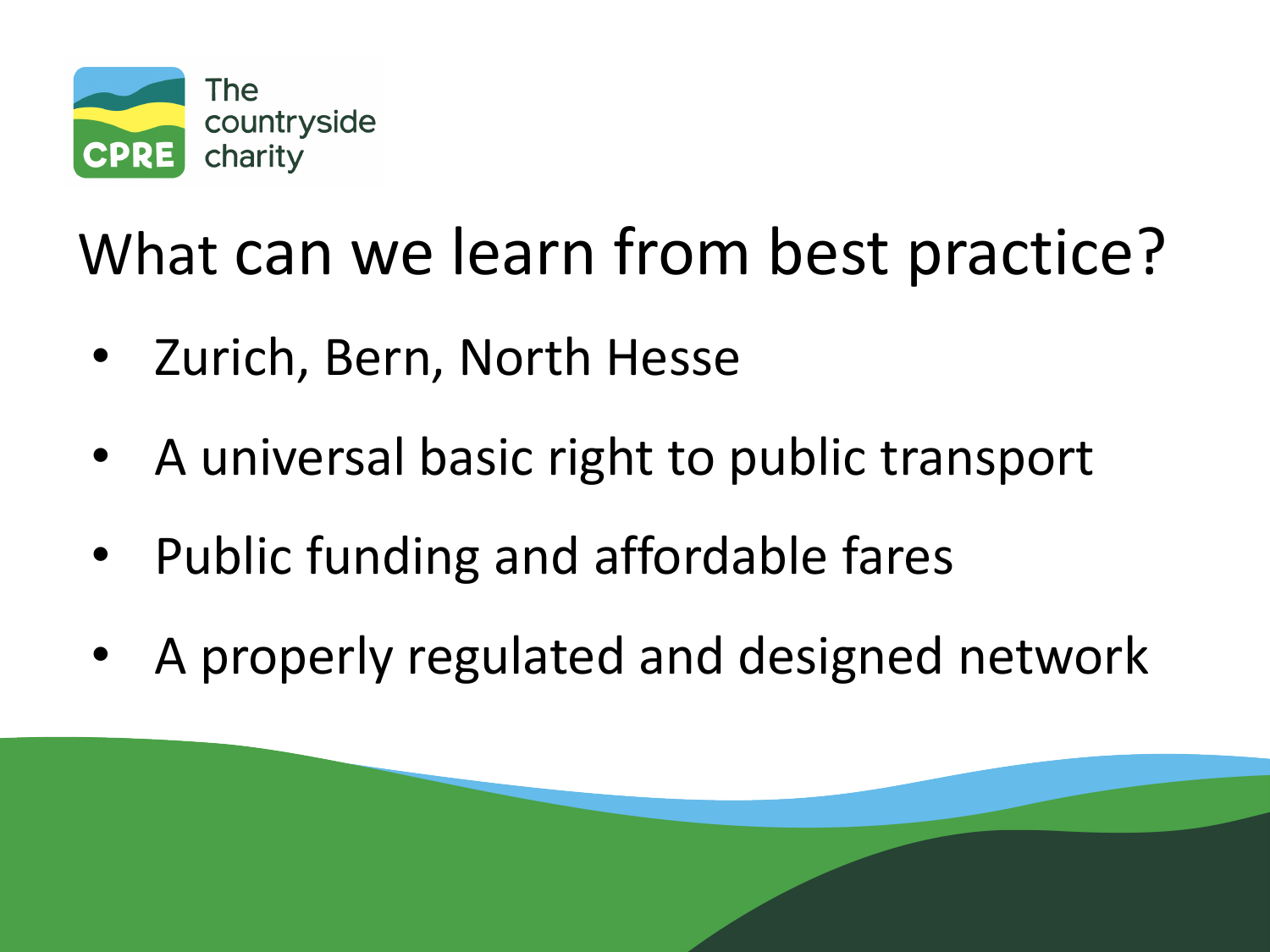The countryside charity

# What can we learn from best practice?

- Zurich, Bern, North Hesse
- A universal basic right to public transport
- Public funding and affordable fares
- A properly regulated and designed network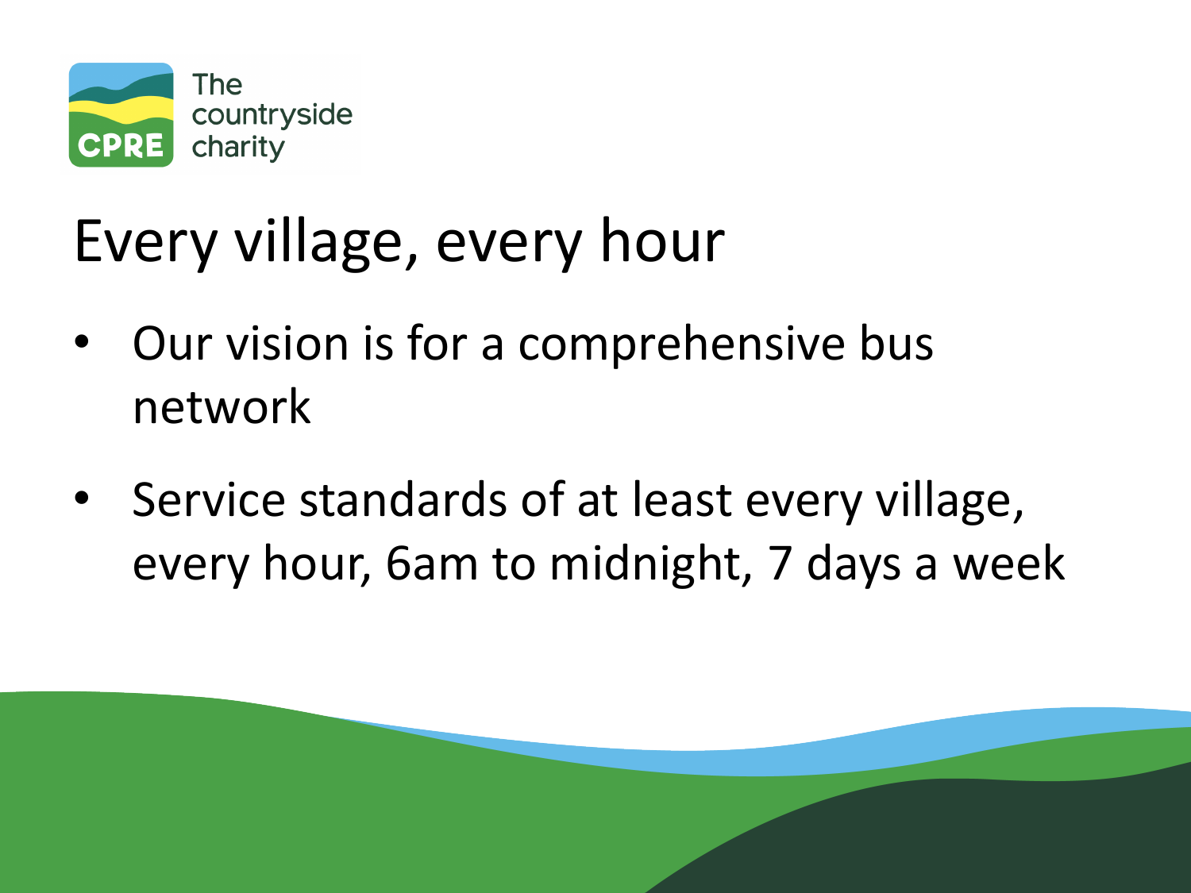# Every village, every hour

- Our vision is for a comprehensive bus network
- Service standards of at least every village, every hour, 6am to midnight, 7 days a week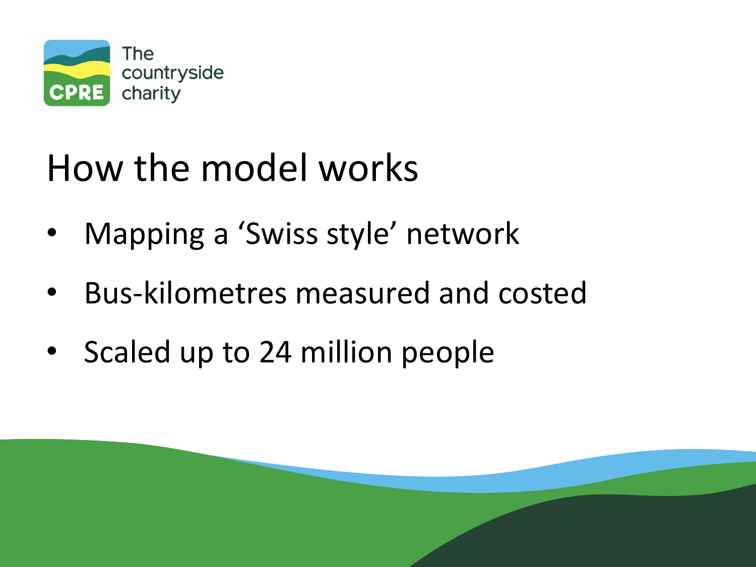# How the model works

- Mapping a ‘Swiss style’ network
- Bus-kilometres measured and costed
- Scaled up to 24 million people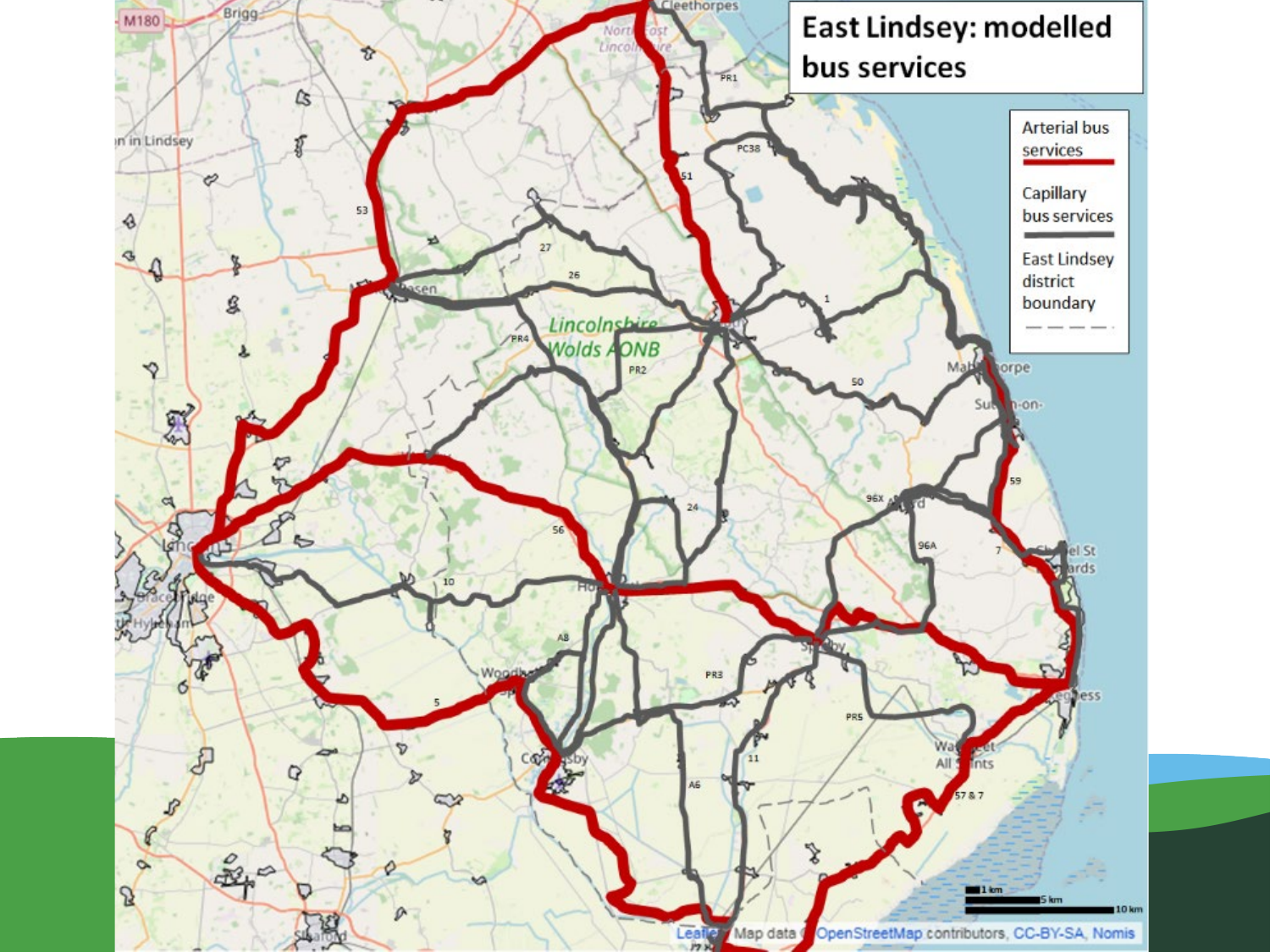# East Lindsey: modelled bus services

- Arterial bus services
- Capillary bus services
- East Lindsey district boundary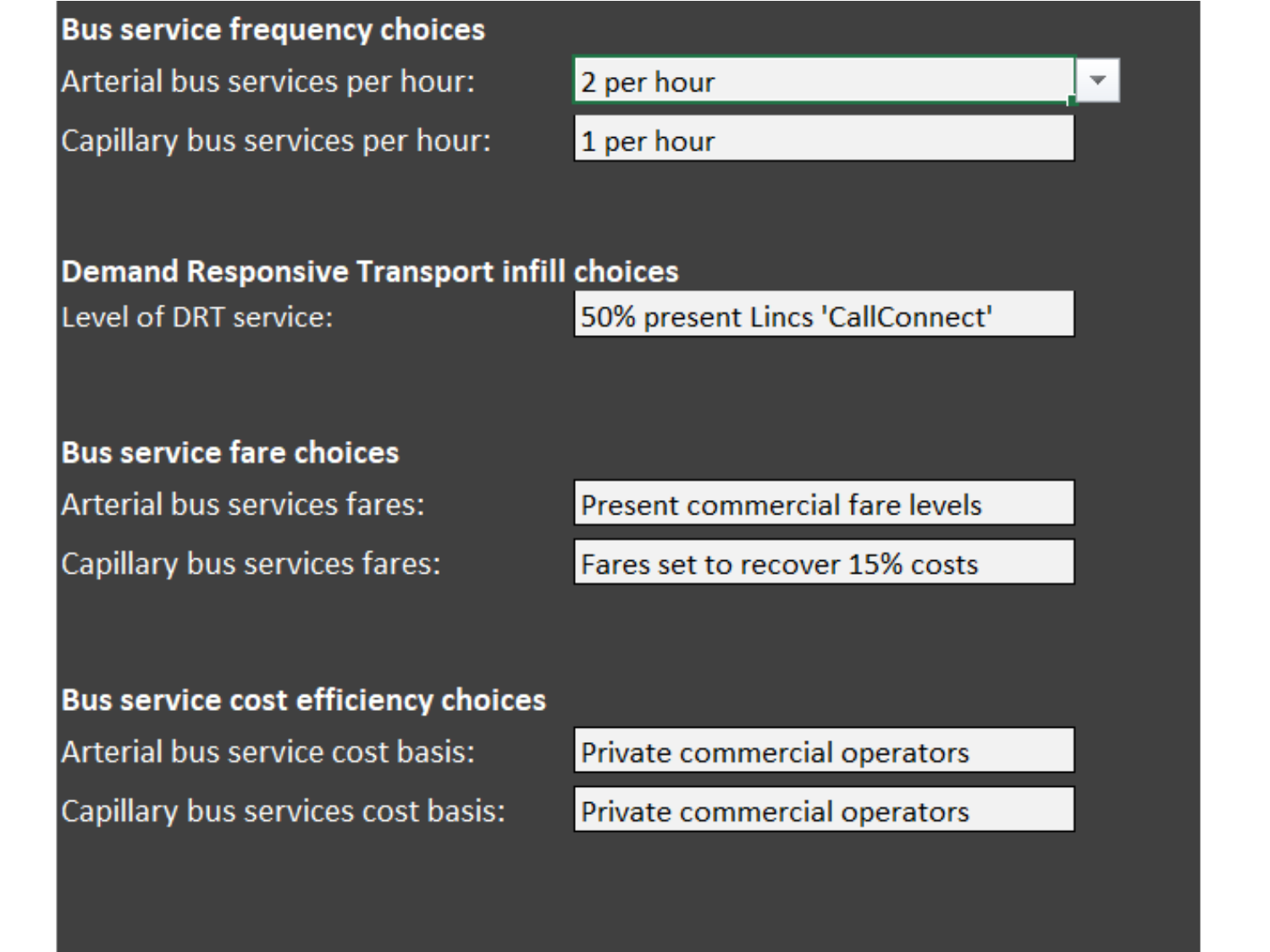### Bus service frequency choices

| | |
|---|---|
| Arterial bus services per hour: | 2 per hour |
| Capillary bus services per hour: | 1 per hour |

### Demand Responsive Transport infill choices

| | |
|---|---|
| Level of DRT service: | 50% present Lincs 'CallConnect' |

### Bus service fare choices

| | |
|---|---|
| Arterial bus services fares: | Present commercial fare levels |
| Capillary bus services fares: | Fares set to recover 15% costs |

### Bus service cost efficiency choices

| | |
|---|---|
| Arterial bus service cost basis: | Private commercial operators |
| Capillary bus services cost basis: | Private commercial operators |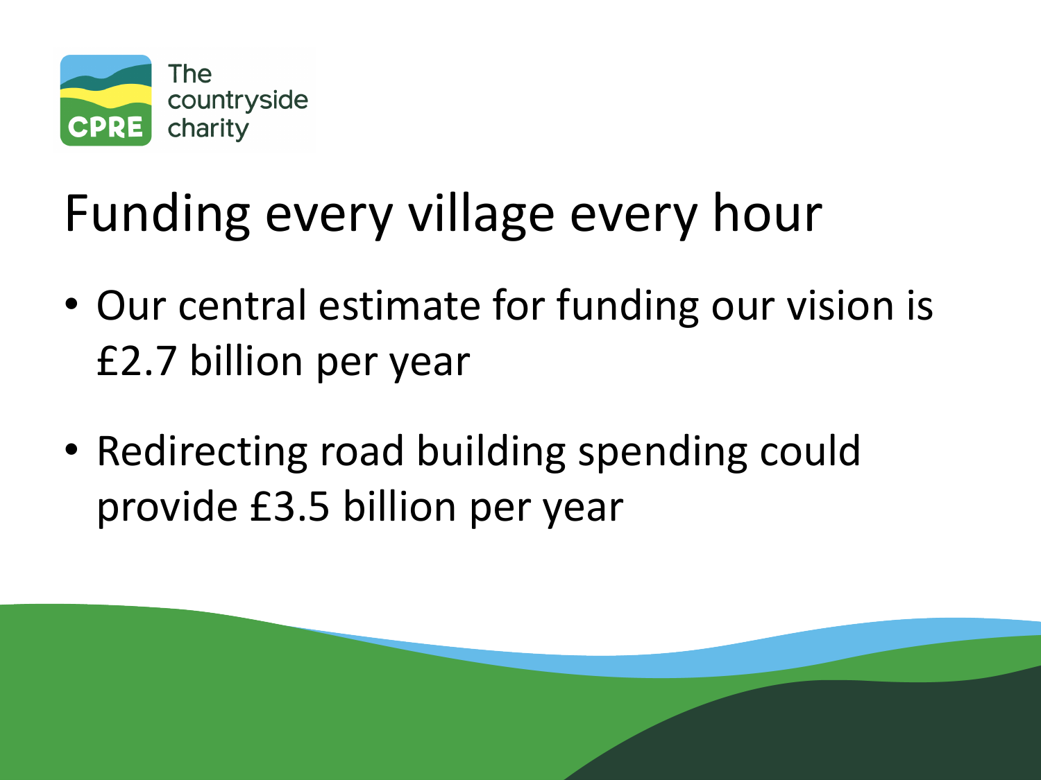The countryside charity

# Funding every village every hour

- Our central estimate for funding our vision is £2.7 billion per year
- Redirecting road building spending could provide £3.5 billion per year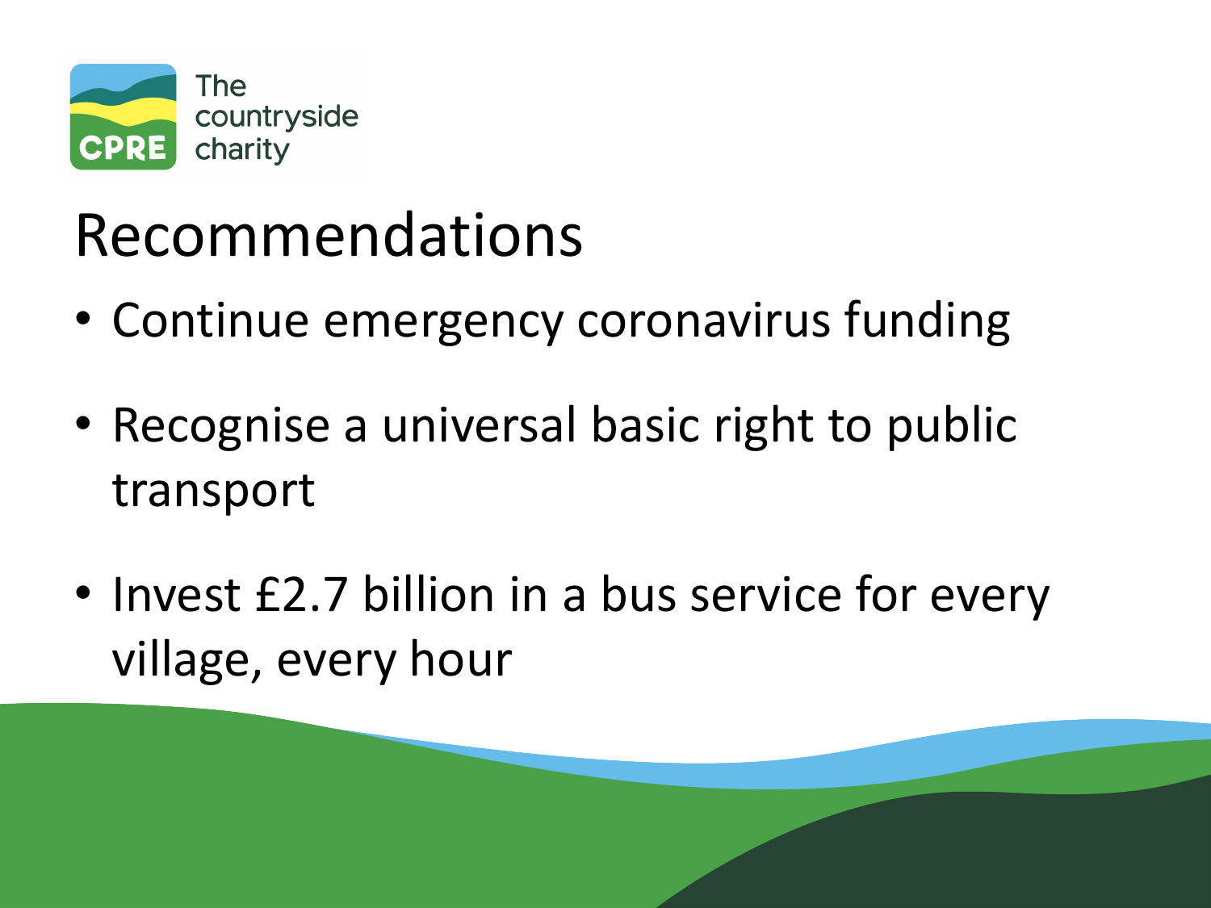# Recommendations

- Continue emergency coronavirus funding
- Recognise a universal basic right to public transport
- Invest £2.7 billion in a bus service for every village, every hour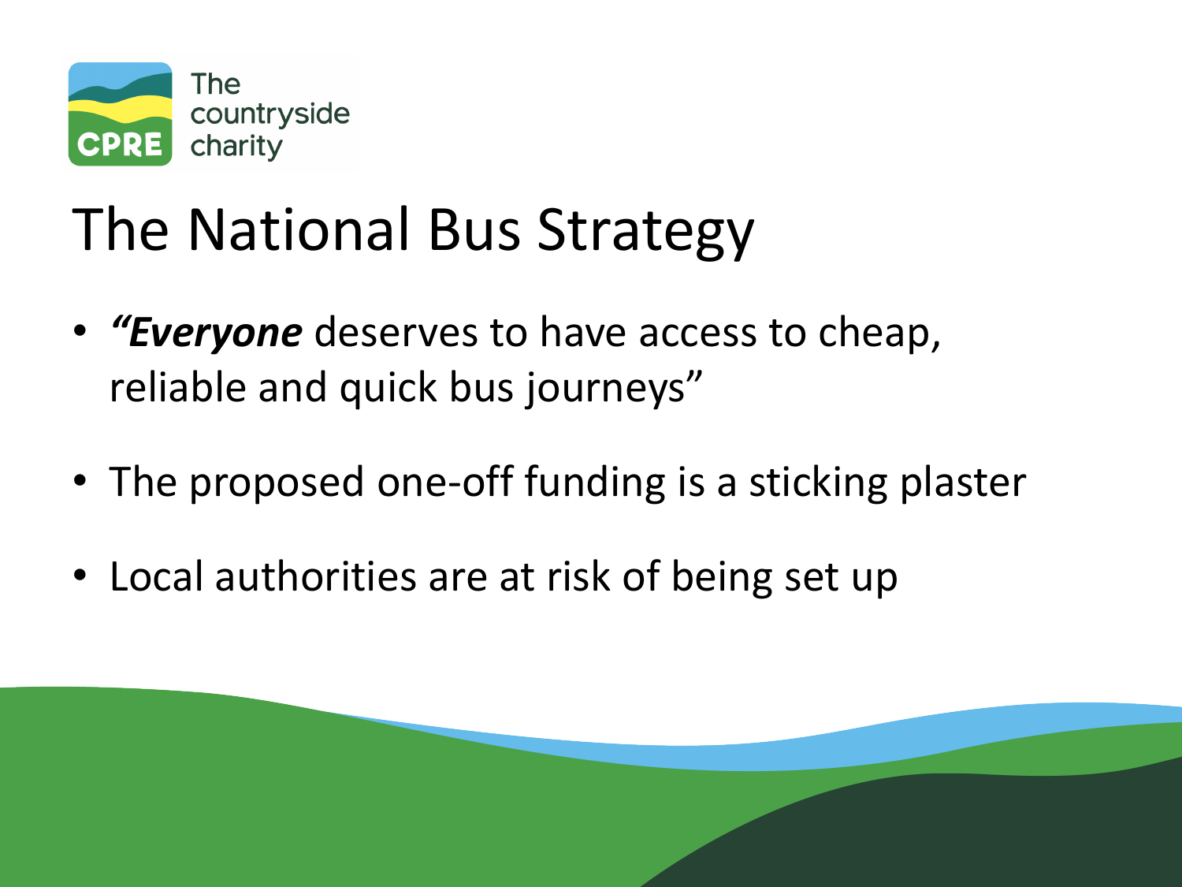# The National Bus Strategy

- ***"Everyone*** deserves to have access to cheap, reliable and quick bus journeys"
- The proposed one-off funding is a sticking plaster
- Local authorities are at risk of being set up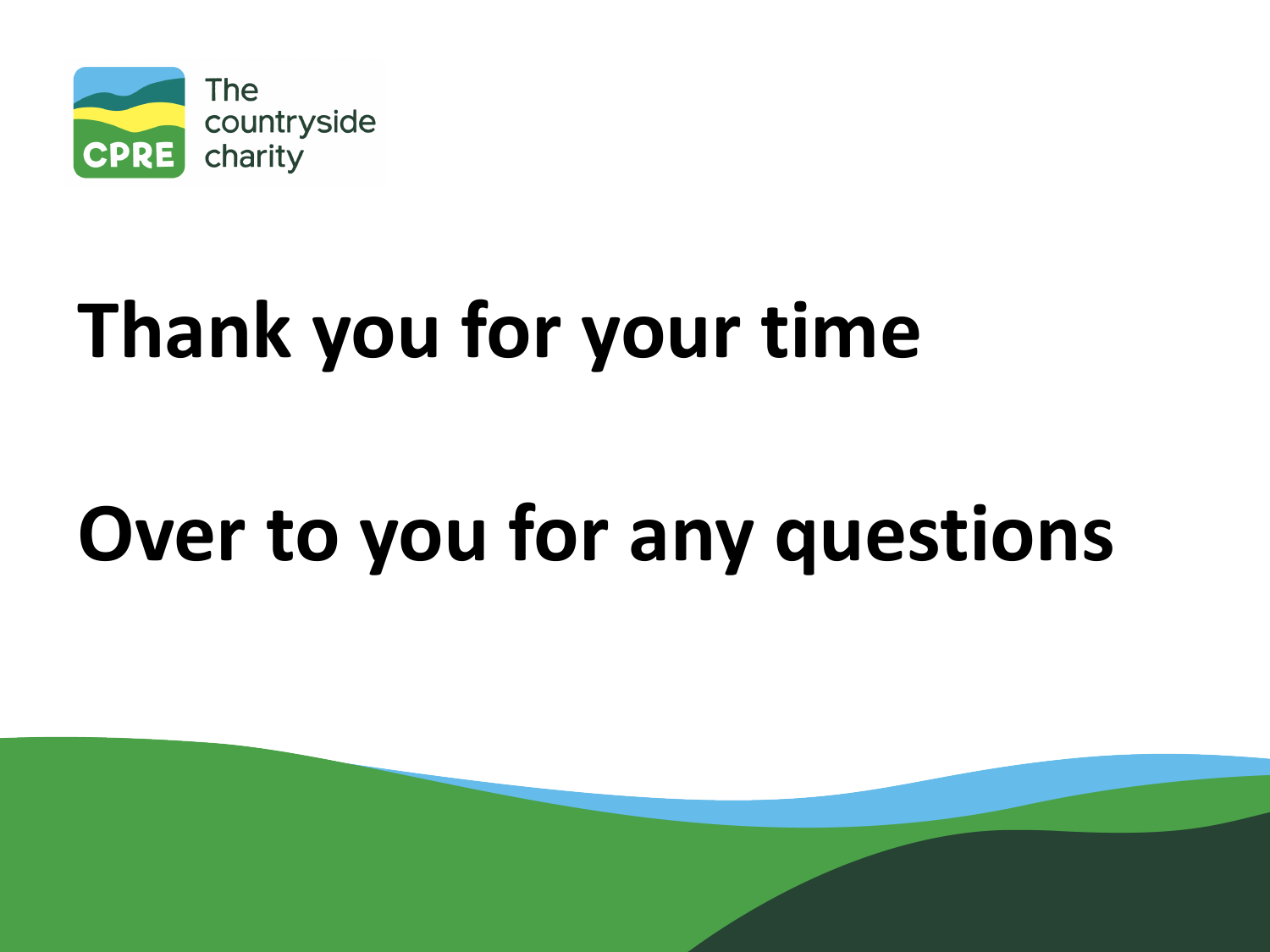The countryside charity

# Thank you for your time

# Over to you for any questions